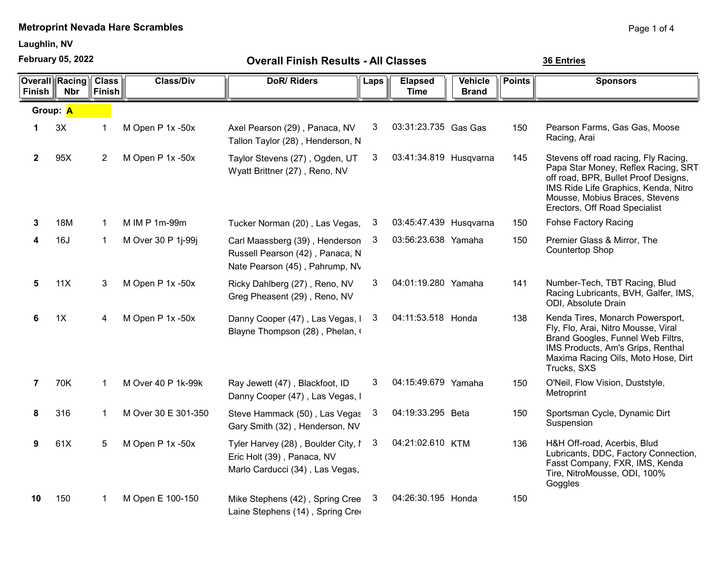**Metroprint Nevada Hare Scrambles**

**Laughlin, NV**

**February 05, 2022**

## Overall Finish Results - All Classes

**36 Entries**

**Group: A**

| Overall Finish | Racing Nbr | Class Finish | Class/Div | DoR/ Riders | Laps | Elapsed Time | Vehicle Brand | Points | Sponsors |
|---|---|---|---|---|---|---|---|---|---|
| 1 | 3X | 1 | M Open P 1x -50x | Axel Pearson (29) , Panaca, NV<br>Tallon Taylor (28) , Henderson, N | 3 | 03:31:23.735 | Gas Gas | 150 | Pearson Farms, Gas Gas, Moose Racing, Arai |
| 2 | 95X | 2 | M Open P 1x -50x | Taylor Stevens (27) , Ogden, UT<br>Wyatt Brittner (27) , Reno, NV | 3 | 03:41:34.819 | Husqvarna | 145 | Stevens off road racing, Fly Racing, Papa Star Money, Reflex Racing, SRT off road, BPR, Bullet Proof Designs, IMS Ride Life Graphics, Kenda, Nitro Mousse, Mobius Braces, Stevens Erectors, Off Road Specialist |
| 3 | 18M | 1 | M IM P 1m-99m | Tucker Norman (20) , Las Vegas, | 3 | 03:45:47.439 | Husqvarna | 150 | Fohse Factory Racing |
| 4 | 16J | 1 | M Over 30 P 1j-99j | Carl Maassberg (39) , Henderson<br>Russell Pearson (42) , Panaca, N<br>Nate Pearson (45) , Pahrump, NV | 3 | 03:56:23.638 | Yamaha | 150 | Premier Glass & Mirror, The Countertop Shop |
| 5 | 11X | 3 | M Open P 1x -50x | Ricky Dahlberg (27) , Reno, NV<br>Greg Pheasent (29) , Reno, NV | 3 | 04:01:19.280 | Yamaha | 141 | Number-Tech, TBT Racing, Blud Racing Lubricants, BVH, Galfer, IMS, ODI, Absolute Drain |
| 6 | 1X | 4 | M Open P 1x -50x | Danny Cooper (47) , Las Vegas, I<br>Blayne Thompson (28) , Phelan, ( | 3 | 04:11:53.518 | Honda | 138 | Kenda Tires, Monarch Powersport, Fly, Flo, Arai, Nitro Mousse, Viral Brand Googles, Funnel Web Filtrs, IMS Products, Am's Grips, Renthal Maxima Racing Oils, Moto Hose, Dirt Trucks, SXS |
| 7 | 70K | 1 | M Over 40 P 1k-99k | Ray Jewett (47) , Blackfoot, ID<br>Danny Cooper (47) , Las Vegas, I | 3 | 04:15:49.679 | Yamaha | 150 | O'Neil, Flow Vision, Duststyle, Metroprint |
| 8 | 316 | 1 | M Over 30 E 301-350 | Steve Hammack (50) , Las Vegas<br>Gary Smith (32) , Henderson, NV | 3 | 04:19:33.295 | Beta | 150 | Sportsman Cycle, Dynamic Dirt Suspension |
| 9 | 61X | 5 | M Open P 1x -50x | Tyler Harvey (28) , Boulder City, I<br>Eric Holt (39) , Panaca, NV<br>Marlo Carducci (34) , Las Vegas, | 3 | 04:21:02.610 | KTM | 136 | H&H Off-road, Acerbis, Blud Lubricants, DDC, Factory Connection, Fasst Company, FXR, IMS, Kenda Tire, NitroMousse, ODI, 100% Goggles |
| 10 | 150 | 1 | M Open E 100-150 | Mike Stephens (42) , Spring Cree<br>Laine Stephens (14) , Spring Cree | 3 | 04:26:30.195 | Honda | 150 | |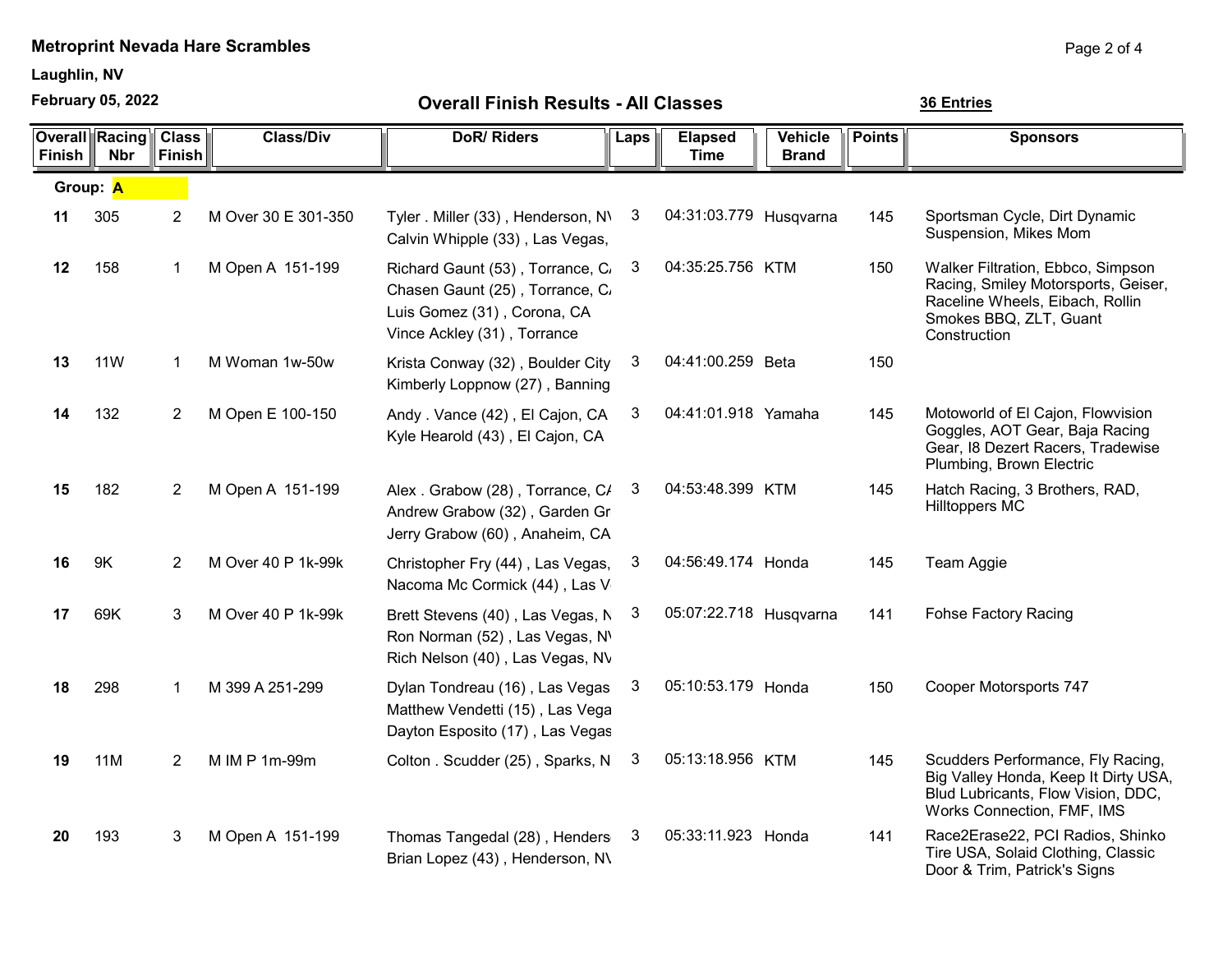**Metroprint Nevada Hare Scrambles**

**Laughlin, NV**

**February 05, 2022**

## Overall Finish Results - All Classes

**36 Entries**

| Overall Finish | Racing Nbr | Class Finish | Class/Div | DoR/ Riders | Laps | Elapsed Time | Vehicle Brand | Points | Sponsors |
|---|---|---|---|---|---|---|---|---|---|
| **Group: A** | | | | | | | | | |
| **11** | 305 | 2 | M Over 30 E 301-350 | Tyler . Miller (33) , Henderson, N\ <br> Calvin Whipple (33) , Las Vegas, | 3 | 04:31:03.779 | Husqvarna | 145 | Sportsman Cycle, Dirt Dynamic Suspension, Mikes Mom |
| **12** | 158 | 1 | M Open A 151-199 | Richard Gaunt (53) , Torrance, C/ <br> Chasen Gaunt (25) , Torrance, C/ <br> Luis Gomez (31) , Corona, CA <br> Vince Ackley (31) , Torrance | 3 | 04:35:25.756 | KTM | 150 | Walker Filtration, Ebbco, Simpson Racing, Smiley Motorsports, Geiser, Raceline Wheels, Eibach, Rollin Smokes BBQ, ZLT, Guant Construction |
| **13** | 11W | 1 | M Woman 1w-50w | Krista Conway (32) , Boulder City <br> Kimberly Loppnow (27) , Banning | 3 | 04:41:00.259 | Beta | 150 | |
| **14** | 132 | 2 | M Open E 100-150 | Andy . Vance (42) , El Cajon, CA <br> Kyle Hearold (43) , El Cajon, CA | 3 | 04:41:01.918 | Yamaha | 145 | Motoworld of El Cajon, Flowvision Goggles, AOT Gear, Baja Racing Gear, I8 Dezert Racers, Tradewise Plumbing, Brown Electric |
| **15** | 182 | 2 | M Open A 151-199 | Alex . Grabow (28) , Torrance, C/ <br> Andrew Grabow (32) , Garden Gr <br> Jerry Grabow (60) , Anaheim, CA | 3 | 04:53:48.399 | KTM | 145 | Hatch Racing, 3 Brothers, RAD, Hilltoppers MC |
| **16** | 9K | 2 | M Over 40 P 1k-99k | Christopher Fry (44) , Las Vegas, <br> Nacoma Mc Cormick (44) , Las V | 3 | 04:56:49.174 | Honda | 145 | Team Aggie |
| **17** | 69K | 3 | M Over 40 P 1k-99k | Brett Stevens (40) , Las Vegas, N <br> Ron Norman (52) , Las Vegas, N\ <br> Rich Nelson (40) , Las Vegas, NV | 3 | 05:07:22.718 | Husqvarna | 141 | Fohse Factory Racing |
| **18** | 298 | 1 | M 399 A 251-299 | Dylan Tondreau (16) , Las Vegas <br> Matthew Vendetti (15) , Las Vega <br> Dayton Esposito (17) , Las Vegas | 3 | 05:10:53.179 | Honda | 150 | Cooper Motorsports 747 |
| **19** | 11M | 2 | M IM P 1m-99m | Colton . Scudder (25) , Sparks, N | 3 | 05:13:18.956 | KTM | 145 | Scudders Performance, Fly Racing, Big Valley Honda, Keep It Dirty USA, Blud Lubricants, Flow Vision, DDC, Works Connection, FMF, IMS |
| **20** | 193 | 3 | M Open A 151-199 | Thomas Tangedal (28) , Henders <br> Brian Lopez (43) , Henderson, N\ | 3 | 05:33:11.923 | Honda | 141 | Race2Erase22, PCI Radios, Shinko Tire USA, Solaid Clothing, Classic Door & Trim, Patrick's Signs |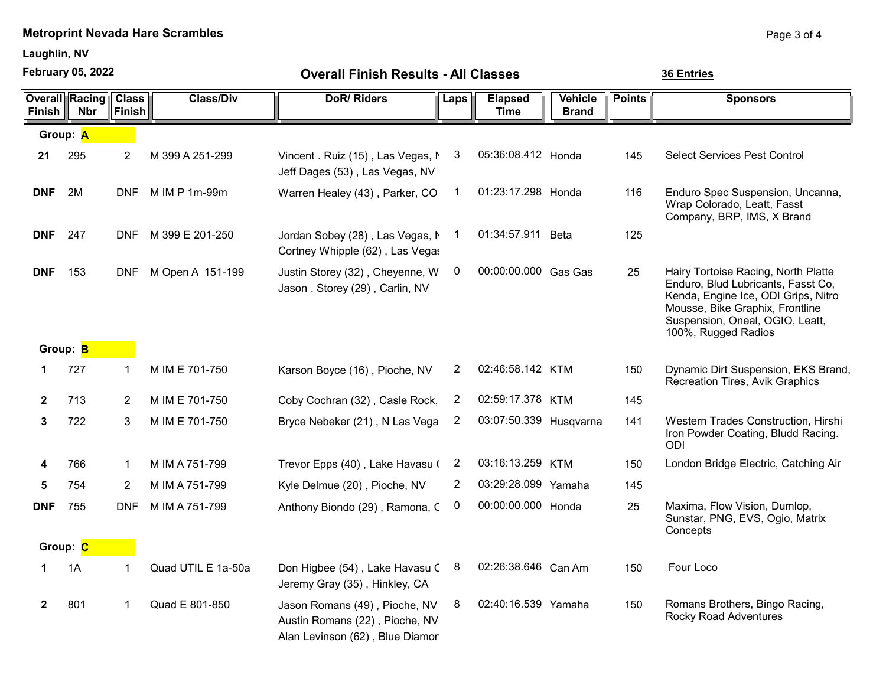**Metroprint Nevada Hare Scrambles**

**Laughlin, NV**

**February 05, 2022**

## Overall Finish Results - All Classes

**36 Entries**

| Overall Finish | Racing Nbr | Class Finish | Class/Div | DoR/ Riders | Laps | Elapsed Time | Vehicle Brand | Points | Sponsors |
|---|---|---|---|---|---|---|---|---|---|
| **Group: A** | | | | | | | | | |
| **21** | 295 | 2 | M 399 A 251-299 | Vincent . Ruiz (15) , Las Vegas, N<br>Jeff Dages (53) , Las Vegas, NV | 3 | 05:36:08.412 | Honda | 145 | Select Services Pest Control |
| **DNF** | 2M | DNF | M IM P 1m-99m | Warren Healey (43) , Parker, CO | 1 | 01:23:17.298 | Honda | 116 | Enduro Spec Suspension, Uncanna, Wrap Colorado, Leatt, Fasst Company, BRP, IMS, X Brand |
| **DNF** | 247 | DNF | M 399 E 201-250 | Jordan Sobey (28) , Las Vegas, N<br>Cortney Whipple (62) , Las Vegas | 1 | 01:34:57.911 | Beta | 125 | |
| **DNF** | 153 | DNF | M Open A 151-199 | Justin Storey (32) , Cheyenne, W<br>Jason . Storey (29) , Carlin, NV | 0 | 00:00:00.000 | Gas Gas | 25 | Hairy Tortoise Racing, North Platte Enduro, Blud Lubricants, Fasst Co, Kenda, Engine Ice, ODI Grips, Nitro Mousse, Bike Graphix, Frontline Suspension, Oneal, OGIO, Leatt, 100%, Rugged Radios |
| **Group: B** | | | | | | | | | |
| **1** | 727 | 1 | M IM E 701-750 | Karson Boyce (16) , Pioche, NV | 2 | 02:46:58.142 | KTM | 150 | Dynamic Dirt Suspension, EKS Brand, Recreation Tires, Avik Graphics |
| **2** | 713 | 2 | M IM E 701-750 | Coby Cochran (32) , Casle Rock, | 2 | 02:59:17.378 | KTM | 145 | |
| **3** | 722 | 3 | M IM E 701-750 | Bryce Nebeker (21) , N Las Vega | 2 | 03:07:50.339 | Husqvarna | 141 | Western Trades Construction, Hirshi Iron Powder Coating, Bludd Racing. ODI |
| **4** | 766 | 1 | M IM A 751-799 | Trevor Epps (40) , Lake Havasu ( | 2 | 03:16:13.259 | KTM | 150 | London Bridge Electric, Catching Air |
| **5** | 754 | 2 | M IM A 751-799 | Kyle Delmue (20) , Pioche, NV | 2 | 03:29:28.099 | Yamaha | 145 | |
| **DNF** | 755 | DNF | M IM A 751-799 | Anthony Biondo (29) , Ramona, C | 0 | 00:00:00.000 | Honda | 25 | Maxima, Flow Vision, Dumlop, Sunstar, PNG, EVS, Ogio, Matrix Concepts |
| **Group: C** | | | | | | | | | |
| **1** | 1A | 1 | Quad UTIL E 1a-50a | Don Higbee (54) , Lake Havasu C<br>Jeremy Gray (35) , Hinkley, CA | 8 | 02:26:38.646 | Can Am | 150 | Four Loco |
| **2** | 801 | 1 | Quad E 801-850 | Jason Romans (49) , Pioche, NV<br>Austin Romans (22) , Pioche, NV<br>Alan Levinson (62) , Blue Diamon | 8 | 02:40:16.539 | Yamaha | 150 | Romans Brothers, Bingo Racing, Rocky Road Adventures |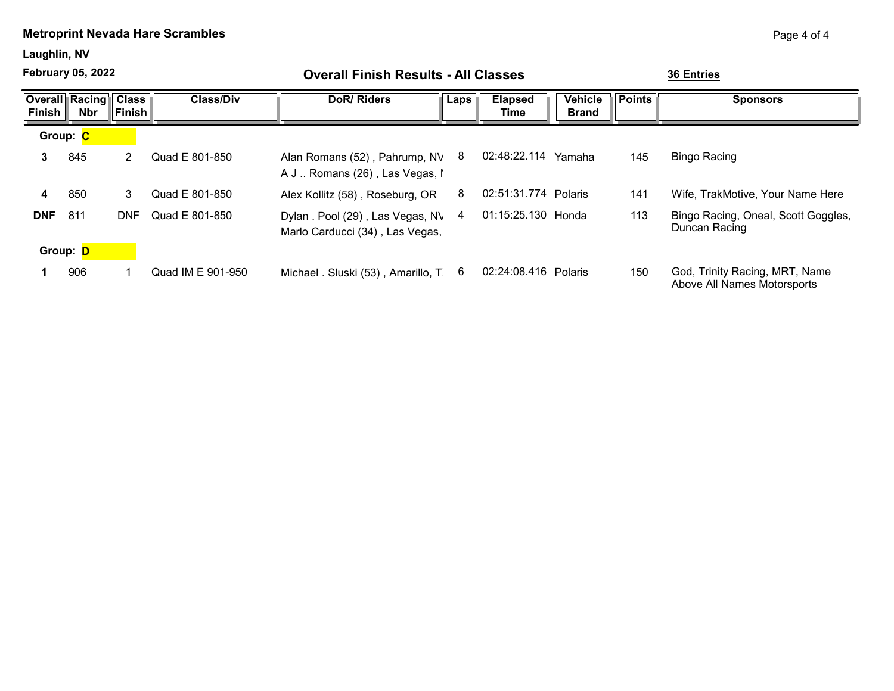**Metroprint Nevada Hare Scrambles**

**Laughlin, NV**

**February 05, 2022**

## Overall Finish Results - All Classes

**36 Entries**

| Overall Finish | Racing Nbr | Class Finish | Class/Div | DoR/ Riders | Laps | Elapsed Time | Vehicle Brand | Points | Sponsors |
|---|---|---|---|---|---|---|---|---|---|
| **Group: C** | | | | | | | | | |
| **3** | 845 | 2 | Quad E 801-850 | Alan Romans (52) , Pahrump, NV<br>A J .. Romans (26) , Las Vegas, I | 8 | 02:48:22.114 | Yamaha | 145 | Bingo Racing |
| **4** | 850 | 3 | Quad E 801-850 | Alex Kollitz (58) , Roseburg, OR | 8 | 02:51:31.774 | Polaris | 141 | Wife, TrakMotive, Your Name Here |
| **DNF** | 811 | DNF | Quad E 801-850 | Dylan . Pool (29) , Las Vegas, NV<br>Marlo Carducci (34) , Las Vegas, | 4 | 01:15:25.130 | Honda | 113 | Bingo Racing, Oneal, Scott Goggles, Duncan Racing |
| **Group: D** | | | | | | | | | |
| **1** | 906 | 1 | Quad IM E 901-950 | Michael . Sluski (53) , Amarillo, T. | 6 | 02:24:08.416 | Polaris | 150 | God, Trinity Racing, MRT, Name Above All Names Motorsports |